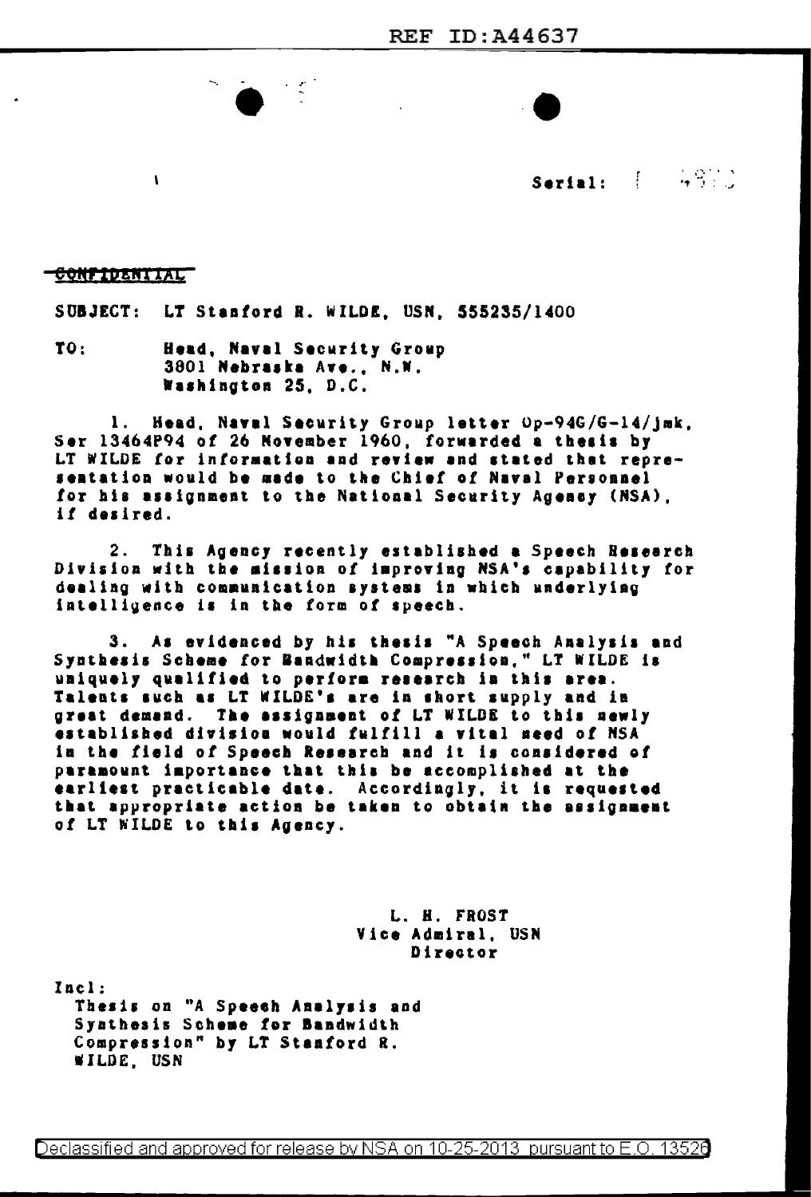REF ID:A44637

Serial: [ 4900

~~CONFIDENTIAL~~

SUBJECT: LT Stanford R. WILDE, USN, 555235/1400

TO: Head, Naval Security Group
3801 Nebraska Ave., N.W.
Washington 25, D.C.

1. Head, Naval Security Group letter Op-94G/G-14/jmk, Ser 13464P94 of 26 November 1960, forwarded a thesis by LT WILDE for information and review and stated that representation would be made to the Chief of Naval Personnel for his assignment to the National Security Agency (NSA), if desired.

2. This Agency recently established a Speech Research Division with the mission of improving NSA's capability for dealing with communication systems in which underlying intelligence is in the form of speech.

3. As evidenced by his thesis "A Speech Analysis and Synthesis Scheme for Bandwidth Compression," LT WILDE is uniquely qualified to perform research in this area. Talents such as LT WILDE's are in short supply and in great demand. The assignment of LT WILDE to this newly established division would fulfill a vital need of NSA in the field of Speech Research and it is considered of paramount importance that this be accomplished at the earliest practicable date. Accordingly, it is requested that appropriate action be taken to obtain the assignment of LT WILDE to this Agency.

L. H. FROST
Vice Admiral, USN
Director

Incl:
Thesis on "A Speech Analysis and Synthesis Scheme for Bandwidth Compression" by LT Stanford R. WILDE, USN

Declassified and approved for release by NSA on 10-25-2013 pursuant to E.O. 13526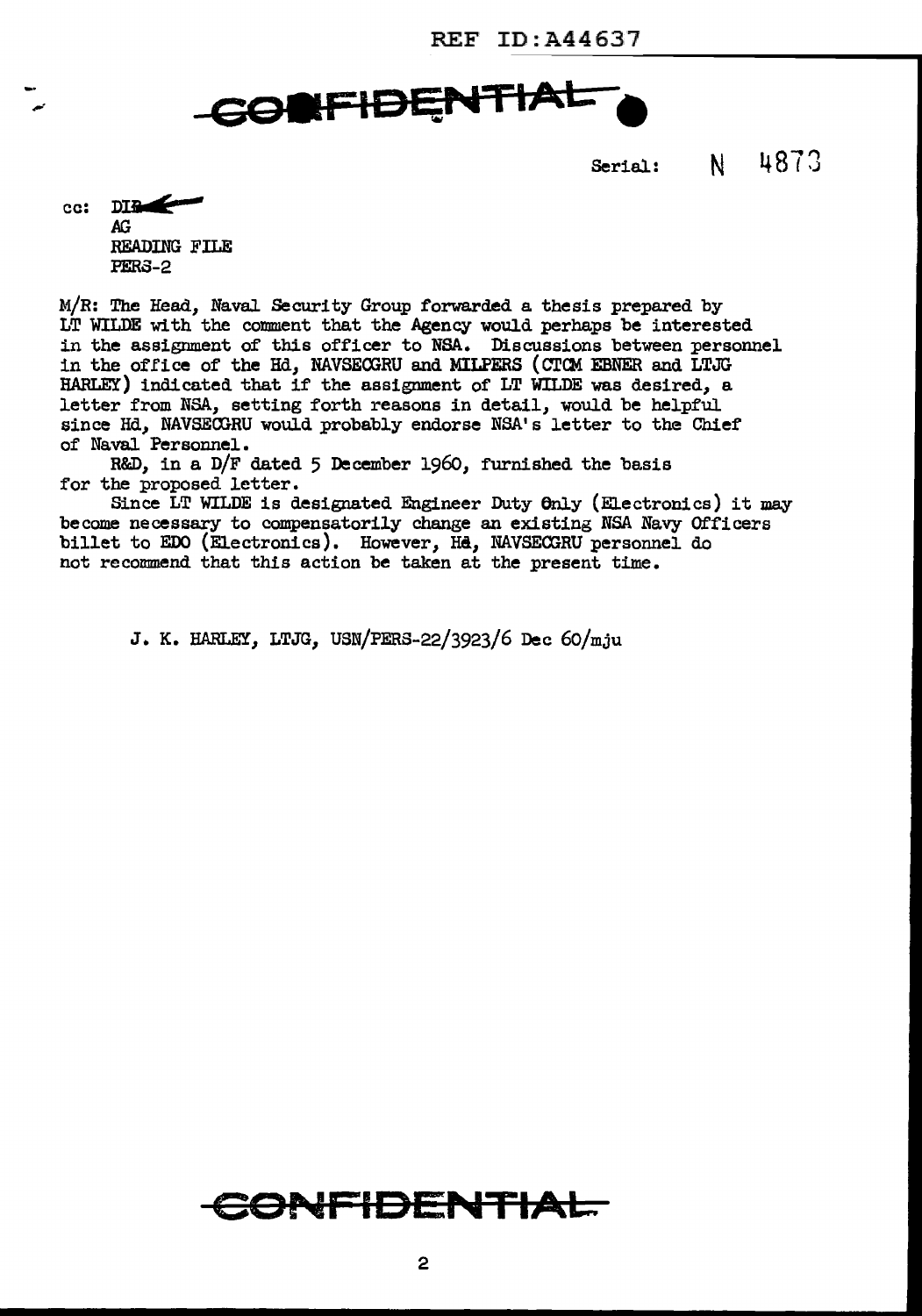REF ID:A44637

CONFIDENTIAL

Serial: N 4873

cc: DIR
AG
READING FILE
PERS-2

M/R: The Head, Naval Security Group forwarded a thesis prepared by LT WILDE with the comment that the Agency would perhaps be interested in the assignment of this officer to NSA. Discussions between personnel in the office of the Hd, NAVSECGRU and MILPERS (CTCM EBNER and LTJG HARLEY) indicated that if the assignment of LT WILDE was desired, a letter from NSA, setting forth reasons in detail, would be helpful since Hd, NAVSECGRU would probably endorse NSA's letter to the Chief of Naval Personnel.

R&D, in a D/F dated 5 December 1960, furnished the basis for the proposed letter.

Since LT WILDE is designated Engineer Duty Only (Electronics) it may become necessary to compensatorily change an existing NSA Navy Officers billet to EDO (Electronics). However, Hd, NAVSECGRU personnel do not recommend that this action be taken at the present time.

J. K. HARLEY, LTJG, USN/PERS-22/3923/6 Dec 60/mju

CONFIDENTIAL